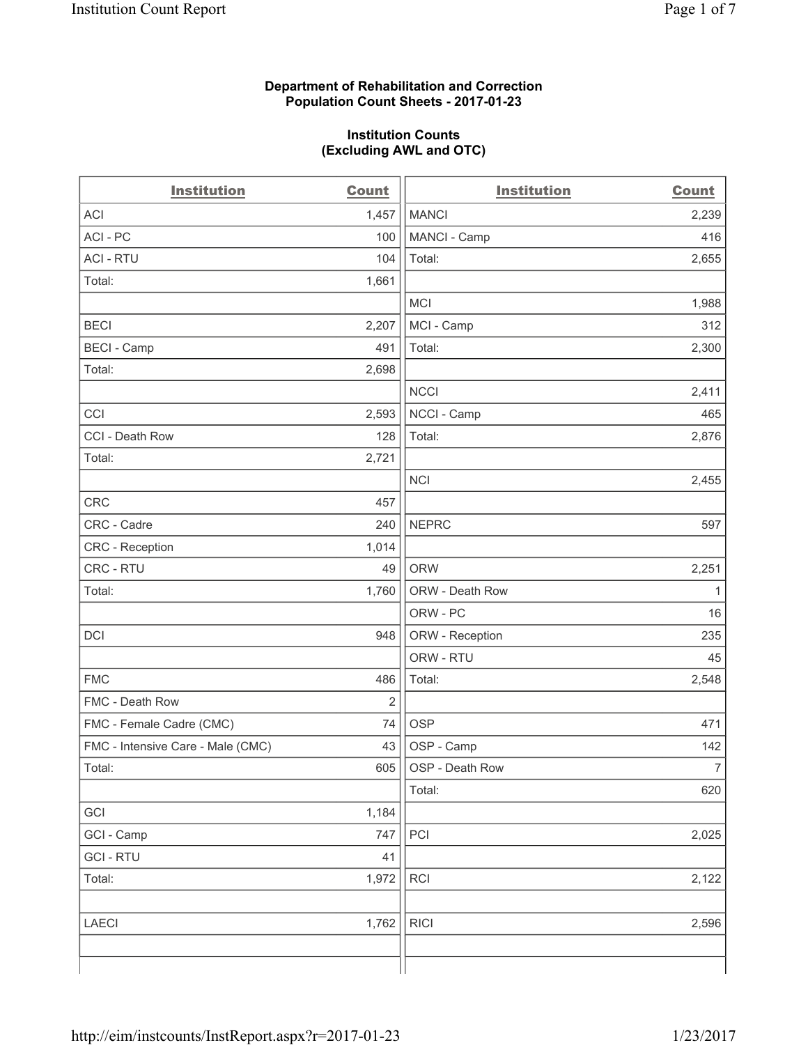**Department of Rehabilitation and Correction**
**Population Count Sheets - 2017-01-23**

**Institution Counts**
**(Excluding AWL and OTC)**

| Institution | Count | Institution | Count |
|---|---|---|---|
| ACI | 1,457 | MANCI | 2,239 |
| ACI - PC | 100 | MANCI - Camp | 416 |
| ACI - RTU | 104 | Total: | 2,655 |
| Total: | 1,661 | | |
| | | MCI | 1,988 |
| BECI | 2,207 | MCI - Camp | 312 |
| BECI - Camp | 491 | Total: | 2,300 |
| Total: | 2,698 | | |
| | | NCCI | 2,411 |
| CCI | 2,593 | NCCI - Camp | 465 |
| CCI - Death Row | 128 | Total: | 2,876 |
| Total: | 2,721 | | |
| | | NCI | 2,455 |
| CRC | 457 | | |
| CRC - Cadre | 240 | NEPRC | 597 |
| CRC - Reception | 1,014 | | |
| CRC - RTU | 49 | ORW | 2,251 |
| Total: | 1,760 | ORW - Death Row | 1 |
| | | ORW - PC | 16 |
| DCI | 948 | ORW - Reception | 235 |
| | | ORW - RTU | 45 |
| FMC | 486 | Total: | 2,548 |
| FMC - Death Row | 2 | | |
| FMC - Female Cadre (CMC) | 74 | OSP | 471 |
| FMC - Intensive Care - Male (CMC) | 43 | OSP - Camp | 142 |
| Total: | 605 | OSP - Death Row | 7 |
| | | Total: | 620 |
| GCI | 1,184 | | |
| GCI - Camp | 747 | PCI | 2,025 |
| GCI - RTU | 41 | | |
| Total: | 1,972 | RCI | 2,122 |
| | | | |
| LAECI | 1,762 | RICI | 2,596 |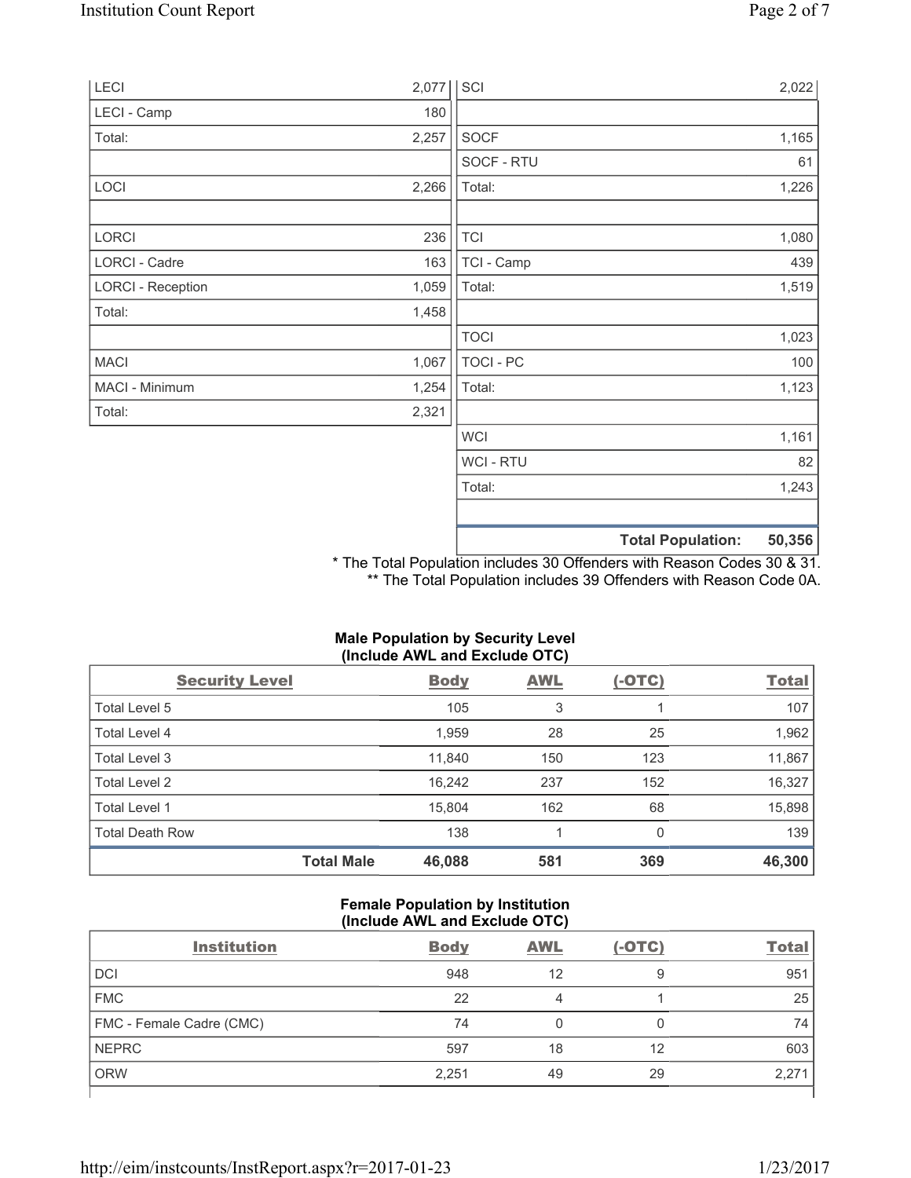| | | | |
|---|---|---|---|
| LECI | 2,077 | SCI | 2,022 |
| LECI - Camp | 180 | | |
| Total: | 2,257 | SOCF | 1,165 |
| | | SOCF - RTU | 61 |
| LOCI | 2,266 | Total: | 1,226 |
| | | | |
| LORCI | 236 | TCI | 1,080 |
| LORCI - Cadre | 163 | TCI - Camp | 439 |
| LORCI - Reception | 1,059 | Total: | 1,519 |
| Total: | 1,458 | | |
| | | TOCI | 1,023 |
| MACI | 1,067 | TOCI - PC | 100 |
| MACI - Minimum | 1,254 | Total: | 1,123 |
| Total: | 2,321 | | |
| | | WCI | 1,161 |
| | | WCI - RTU | 82 |
| | | Total: | 1,243 |
| | | | |
| | | **Total Population:** | **50,356** |

* The Total Population includes 30 Offenders with Reason Codes 30 & 31.
** The Total Population includes 39 Offenders with Reason Code 0A.

### Male Population by Security Level (Include AWL and Exclude OTC)

| Security Level | Body | AWL | (-OTC) | Total |
|---|---|---|---|---|
| Total Level 5 | 105 | 3 | 1 | 107 |
| Total Level 4 | 1,959 | 28 | 25 | 1,962 |
| Total Level 3 | 11,840 | 150 | 123 | 11,867 |
| Total Level 2 | 16,242 | 237 | 152 | 16,327 |
| Total Level 1 | 15,804 | 162 | 68 | 15,898 |
| Total Death Row | 138 | 1 | 0 | 139 |
| **Total Male** | **46,088** | **581** | **369** | **46,300** |

### Female Population by Institution (Include AWL and Exclude OTC)

| Institution | Body | AWL | (-OTC) | Total |
|---|---|---|---|---|
| DCI | 948 | 12 | 9 | 951 |
| FMC | 22 | 4 | 1 | 25 |
| FMC - Female Cadre (CMC) | 74 | 0 | 0 | 74 |
| NEPRC | 597 | 18 | 12 | 603 |
| ORW | 2,251 | 49 | 29 | 2,271 |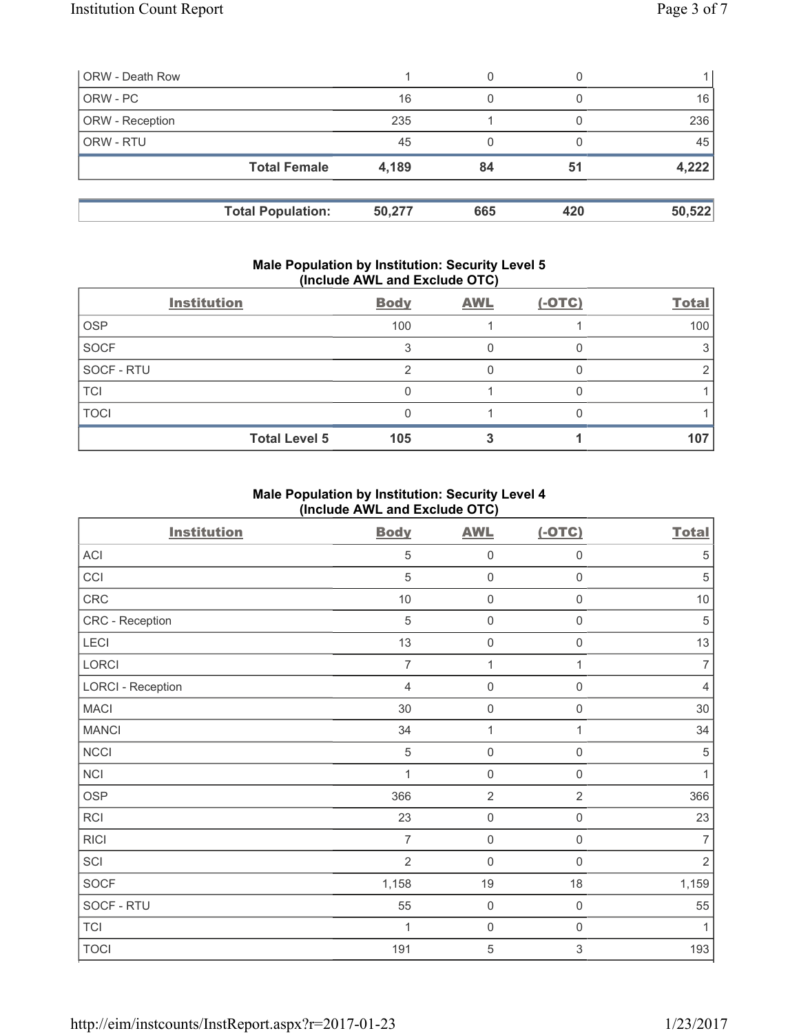| | | | | |
|---|---|---|---|---|
| ORW - Death Row | 1 | 0 | 0 | 1 |
| ORW - PC | 16 | 0 | 0 | 16 |
| ORW - Reception | 235 | 1 | 0 | 236 |
| ORW - RTU | 45 | 0 | 0 | 45 |
| **Total Female** | **4,189** | **84** | **51** | **4,222** |

| | | | | |
|---|---|---|---|---|
| **Total Population:** | **50,277** | **665** | **420** | **50,522** |

## Male Population by Institution: Security Level 5 (Include AWL and Exclude OTC)

| Institution | Body | AWL | (-OTC) | Total |
|---|---|---|---|---|
| OSP | 100 | 1 | 1 | 100 |
| SOCF | 3 | 0 | 0 | 3 |
| SOCF - RTU | 2 | 0 | 0 | 2 |
| TCI | 0 | 1 | 0 | 1 |
| TOCI | 0 | 1 | 0 | 1 |
| **Total Level 5** | **105** | **3** | **1** | **107** |

## Male Population by Institution: Security Level 4 (Include AWL and Exclude OTC)

| Institution | Body | AWL | (-OTC) | Total |
|---|---|---|---|---|
| ACI | 5 | 0 | 0 | 5 |
| CCI | 5 | 0 | 0 | 5 |
| CRC | 10 | 0 | 0 | 10 |
| CRC - Reception | 5 | 0 | 0 | 5 |
| LECI | 13 | 0 | 0 | 13 |
| LORCI | 7 | 1 | 1 | 7 |
| LORCI - Reception | 4 | 0 | 0 | 4 |
| MACI | 30 | 0 | 0 | 30 |
| MANCI | 34 | 1 | 1 | 34 |
| NCCI | 5 | 0 | 0 | 5 |
| NCI | 1 | 0 | 0 | 1 |
| OSP | 366 | 2 | 2 | 366 |
| RCI | 23 | 0 | 0 | 23 |
| RICI | 7 | 0 | 0 | 7 |
| SCI | 2 | 0 | 0 | 2 |
| SOCF | 1,158 | 19 | 18 | 1,159 |
| SOCF - RTU | 55 | 0 | 0 | 55 |
| TCI | 1 | 0 | 0 | 1 |
| TOCI | 191 | 5 | 3 | 193 |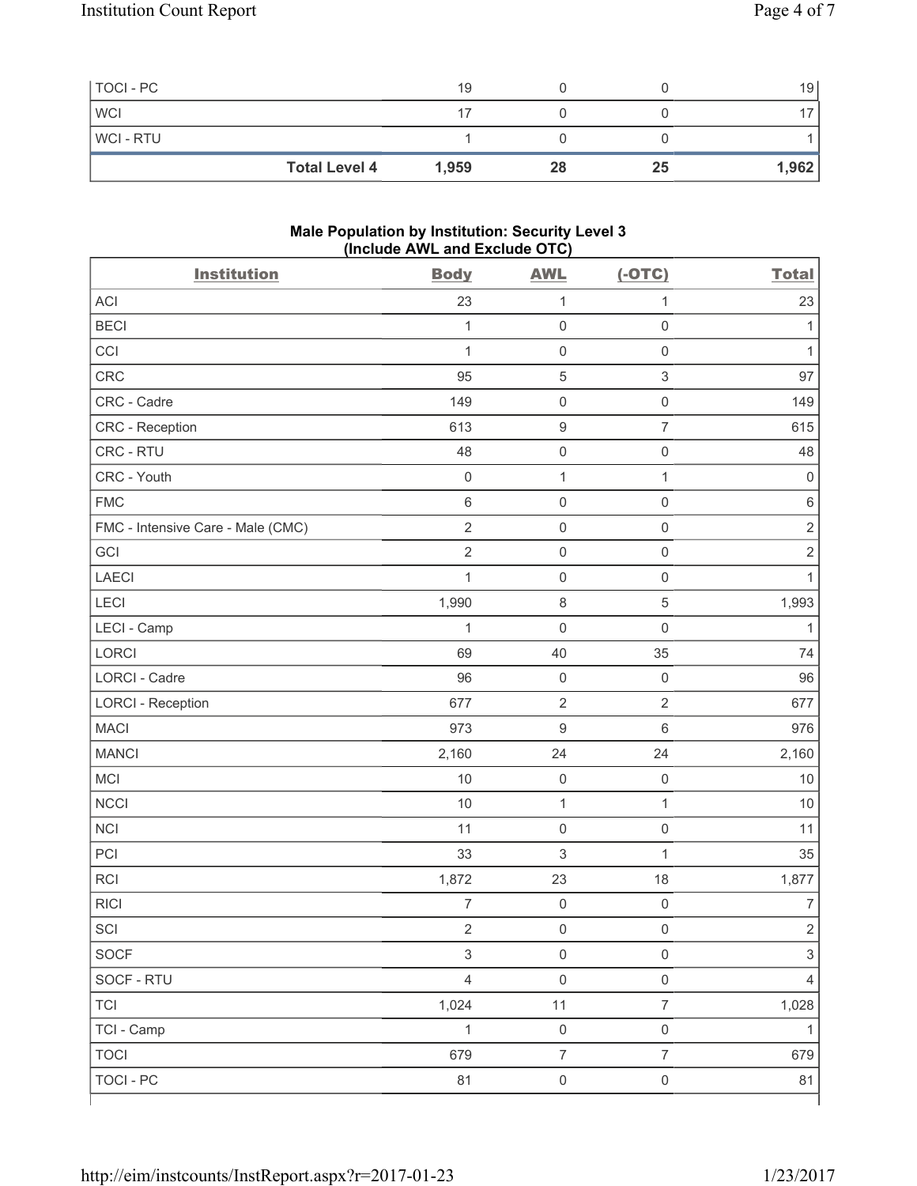| TOCI - PC | 19 | 0 | 0 | 19 |
|---|---|---|---|---|
| WCI | 17 | 0 | 0 | 17 |
| WCI - RTU | 1 | 0 | 0 | 1 |
| **Total Level 4** | **1,959** | **28** | **25** | **1,962** |

### Male Population by Institution: Security Level 3 (Include AWL and Exclude OTC)

| Institution | Body | AWL | (-OTC) | Total |
|---|---|---|---|---|
| ACI | 23 | 1 | 1 | 23 |
| BECI | 1 | 0 | 0 | 1 |
| CCI | 1 | 0 | 0 | 1 |
| CRC | 95 | 5 | 3 | 97 |
| CRC - Cadre | 149 | 0 | 0 | 149 |
| CRC - Reception | 613 | 9 | 7 | 615 |
| CRC - RTU | 48 | 0 | 0 | 48 |
| CRC - Youth | 0 | 1 | 1 | 0 |
| FMC | 6 | 0 | 0 | 6 |
| FMC - Intensive Care - Male (CMC) | 2 | 0 | 0 | 2 |
| GCI | 2 | 0 | 0 | 2 |
| LAECI | 1 | 0 | 0 | 1 |
| LECI | 1,990 | 8 | 5 | 1,993 |
| LECI - Camp | 1 | 0 | 0 | 1 |
| LORCI | 69 | 40 | 35 | 74 |
| LORCI - Cadre | 96 | 0 | 0 | 96 |
| LORCI - Reception | 677 | 2 | 2 | 677 |
| MACI | 973 | 9 | 6 | 976 |
| MANCI | 2,160 | 24 | 24 | 2,160 |
| MCI | 10 | 0 | 0 | 10 |
| NCCI | 10 | 1 | 1 | 10 |
| NCI | 11 | 0 | 0 | 11 |
| PCI | 33 | 3 | 1 | 35 |
| RCI | 1,872 | 23 | 18 | 1,877 |
| RICI | 7 | 0 | 0 | 7 |
| SCI | 2 | 0 | 0 | 2 |
| SOCF | 3 | 0 | 0 | 3 |
| SOCF - RTU | 4 | 0 | 0 | 4 |
| TCI | 1,024 | 11 | 7 | 1,028 |
| TCI - Camp | 1 | 0 | 0 | 1 |
| TOCI | 679 | 7 | 7 | 679 |
| TOCI - PC | 81 | 0 | 0 | 81 |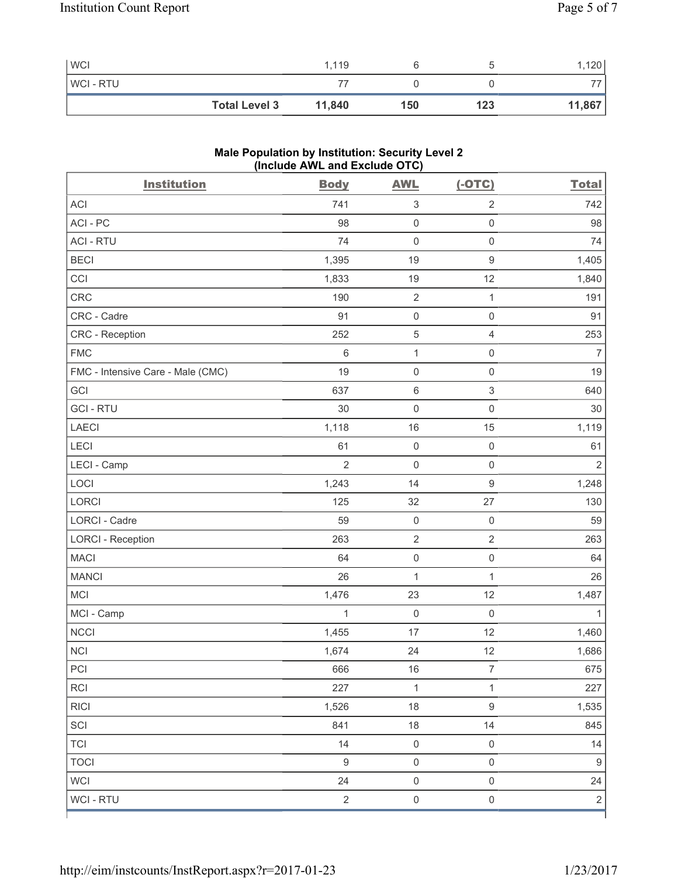| | Body | AWL | (-OTC) | Total |
|---|---|---|---|---|
| WCI | 1,119 | 6 | 5 | 1,120 |
| WCI - RTU | 77 | 0 | 0 | 77 |
| **Total Level 3** | **11,840** | **150** | **123** | **11,867** |

## Male Population by Institution: Security Level 2 (Include AWL and Exclude OTC)

| Institution | Body | AWL | (-OTC) | Total |
|---|---|---|---|---|
| ACI | 741 | 3 | 2 | 742 |
| ACI - PC | 98 | 0 | 0 | 98 |
| ACI - RTU | 74 | 0 | 0 | 74 |
| BECI | 1,395 | 19 | 9 | 1,405 |
| CCI | 1,833 | 19 | 12 | 1,840 |
| CRC | 190 | 2 | 1 | 191 |
| CRC - Cadre | 91 | 0 | 0 | 91 |
| CRC - Reception | 252 | 5 | 4 | 253 |
| FMC | 6 | 1 | 0 | 7 |
| FMC - Intensive Care - Male (CMC) | 19 | 0 | 0 | 19 |
| GCI | 637 | 6 | 3 | 640 |
| GCI - RTU | 30 | 0 | 0 | 30 |
| LAECI | 1,118 | 16 | 15 | 1,119 |
| LECI | 61 | 0 | 0 | 61 |
| LECI - Camp | 2 | 0 | 0 | 2 |
| LOCI | 1,243 | 14 | 9 | 1,248 |
| LORCI | 125 | 32 | 27 | 130 |
| LORCI - Cadre | 59 | 0 | 0 | 59 |
| LORCI - Reception | 263 | 2 | 2 | 263 |
| MACI | 64 | 0 | 0 | 64 |
| MANCI | 26 | 1 | 1 | 26 |
| MCI | 1,476 | 23 | 12 | 1,487 |
| MCI - Camp | 1 | 0 | 0 | 1 |
| NCCI | 1,455 | 17 | 12 | 1,460 |
| NCI | 1,674 | 24 | 12 | 1,686 |
| PCI | 666 | 16 | 7 | 675 |
| RCI | 227 | 1 | 1 | 227 |
| RICI | 1,526 | 18 | 9 | 1,535 |
| SCI | 841 | 18 | 14 | 845 |
| TCI | 14 | 0 | 0 | 14 |
| TOCI | 9 | 0 | 0 | 9 |
| WCI | 24 | 0 | 0 | 24 |
| WCI - RTU | 2 | 0 | 0 | 2 |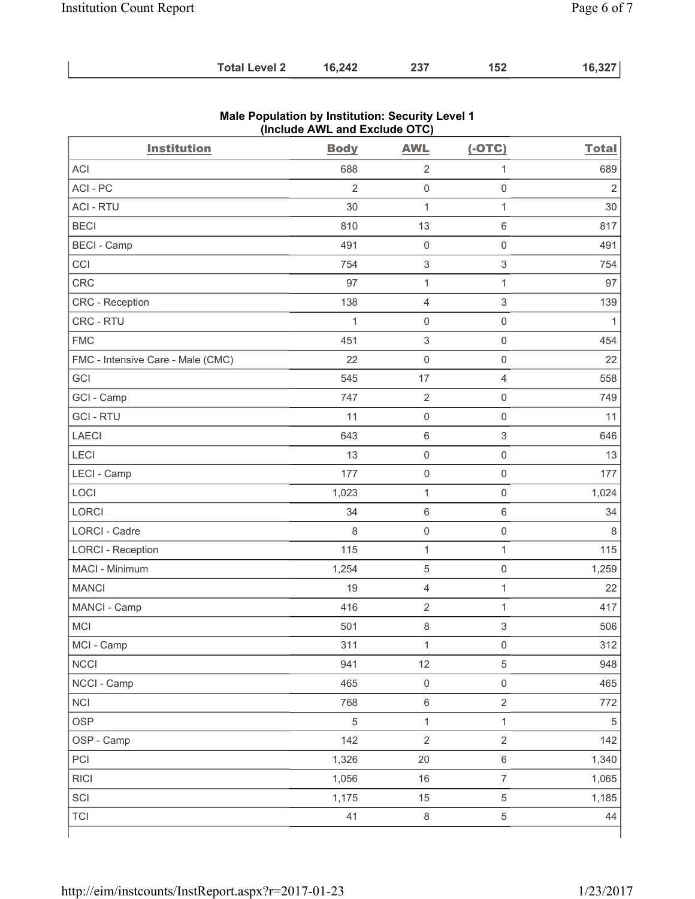| Total Level 2 | 16,242 | 237 | 152 | 16,327 |
|---|---|---|---|---|

**Male Population by Institution: Security Level 1 (Include AWL and Exclude OTC)**

| Institution | Body | AWL | (-OTC) | Total |
|---|---|---|---|---|
| ACI | 688 | 2 | 1 | 689 |
| ACI - PC | 2 | 0 | 0 | 2 |
| ACI - RTU | 30 | 1 | 1 | 30 |
| BECI | 810 | 13 | 6 | 817 |
| BECI - Camp | 491 | 0 | 0 | 491 |
| CCI | 754 | 3 | 3 | 754 |
| CRC | 97 | 1 | 1 | 97 |
| CRC - Reception | 138 | 4 | 3 | 139 |
| CRC - RTU | 1 | 0 | 0 | 1 |
| FMC | 451 | 3 | 0 | 454 |
| FMC - Intensive Care - Male (CMC) | 22 | 0 | 0 | 22 |
| GCI | 545 | 17 | 4 | 558 |
| GCI - Camp | 747 | 2 | 0 | 749 |
| GCI - RTU | 11 | 0 | 0 | 11 |
| LAECI | 643 | 6 | 3 | 646 |
| LECI | 13 | 0 | 0 | 13 |
| LECI - Camp | 177 | 0 | 0 | 177 |
| LOCI | 1,023 | 1 | 0 | 1,024 |
| LORCI | 34 | 6 | 6 | 34 |
| LORCI - Cadre | 8 | 0 | 0 | 8 |
| LORCI - Reception | 115 | 1 | 1 | 115 |
| MACI - Minimum | 1,254 | 5 | 0 | 1,259 |
| MANCI | 19 | 4 | 1 | 22 |
| MANCI - Camp | 416 | 2 | 1 | 417 |
| MCI | 501 | 8 | 3 | 506 |
| MCI - Camp | 311 | 1 | 0 | 312 |
| NCCI | 941 | 12 | 5 | 948 |
| NCCI - Camp | 465 | 0 | 0 | 465 |
| NCI | 768 | 6 | 2 | 772 |
| OSP | 5 | 1 | 1 | 5 |
| OSP - Camp | 142 | 2 | 2 | 142 |
| PCI | 1,326 | 20 | 6 | 1,340 |
| RICI | 1,056 | 16 | 7 | 1,065 |
| SCI | 1,175 | 15 | 5 | 1,185 |
| TCI | 41 | 8 | 5 | 44 |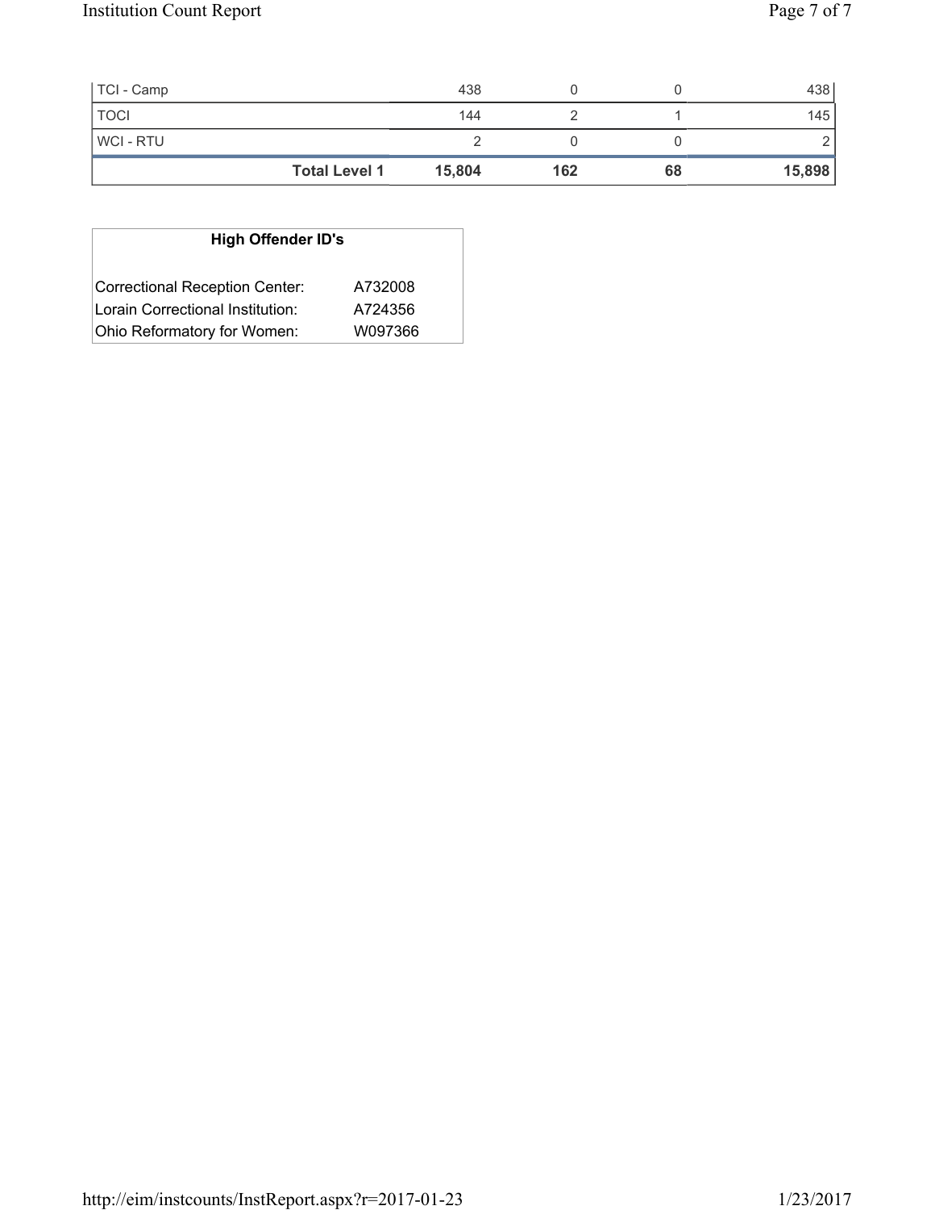| | | | | |
|---|---|---|---|---|
| TCI - Camp | 438 | 0 | 0 | 438 |
| TOCI | 144 | 2 | 1 | 145 |
| WCI - RTU | 2 | 0 | 0 | 2 |
| **Total Level 1** | **15,804** | **162** | **68** | **15,898** |

| **High Offender ID's** | |
|---|---|
| Correctional Reception Center: | A732008 |
| Lorain Correctional Institution: | A724356 |
| Ohio Reformatory for Women: | W097366 |